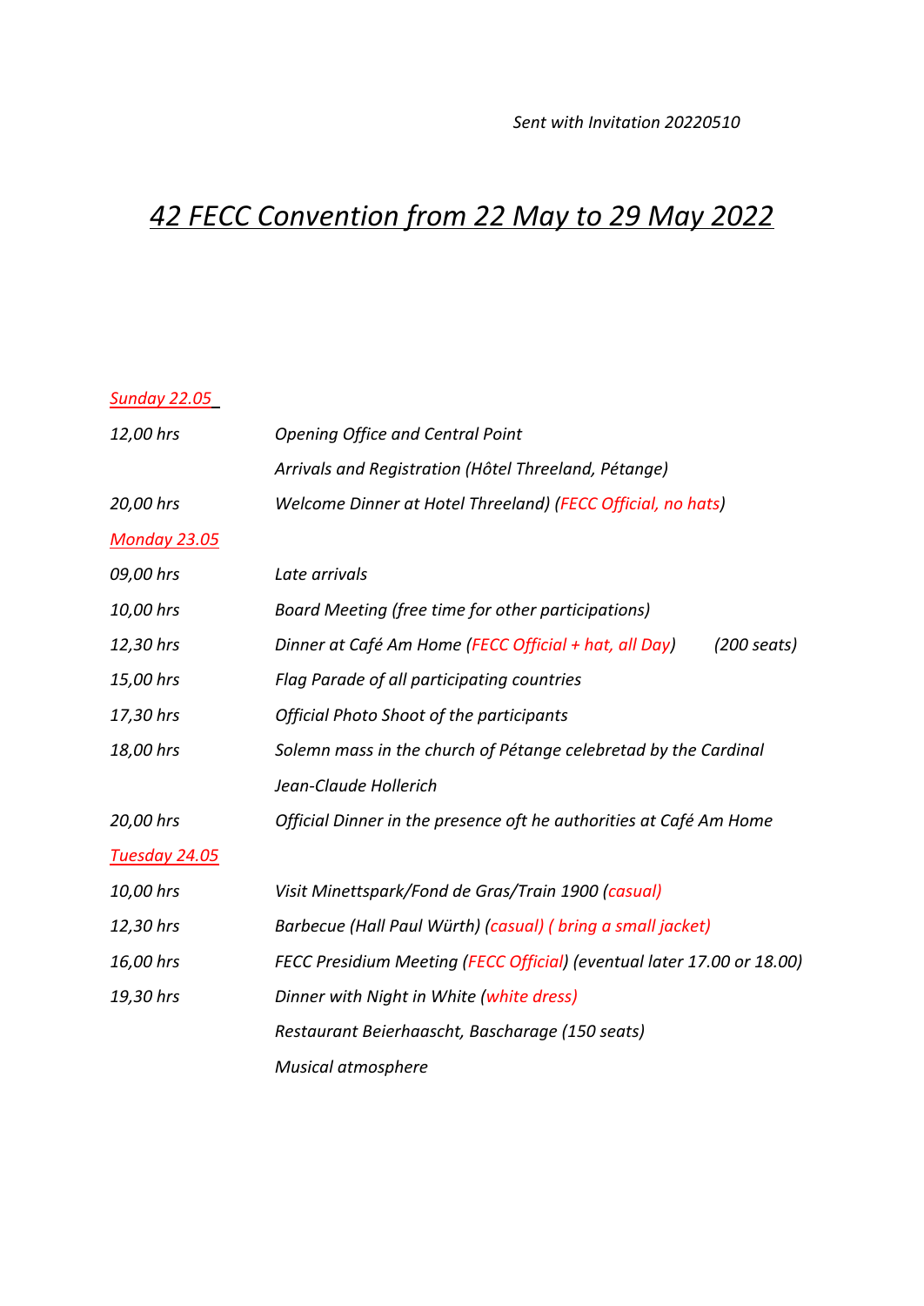*Sent with Invitation 20220510*

# *42 FECC Convention from 22 May to 29 May 2022*

*Sunday 22.05*

| | |
|---|---|
| *12,00 hrs* | *Opening Office and Central Point* |
| | *Arrivals and Registration (Hôtel Threeland, Pétange)* |
| *20,00 hrs* | *Welcome Dinner at Hotel Threeland) (FECC Official, no hats)* |

*Monday 23.05*

| | |
|---|---|
| *09,00 hrs* | *Late arrivals* |
| *10,00 hrs* | *Board Meeting (free time for other participations)* |
| *12,30 hrs* | *Dinner at Café Am Home (FECC Official + hat, all Day) (200 seats)* |
| *15,00 hrs* | *Flag Parade of all participating countries* |
| *17,30 hrs* | *Official Photo Shoot of the participants* |
| *18,00 hrs* | *Solemn mass in the church of Pétange celebretad by the Cardinal Jean-Claude Hollerich* |
| *20,00 hrs* | *Official Dinner in the presence oft he authorities at Café Am Home* |

*Tuesday 24.05*

| | |
|---|---|
| *10,00 hrs* | *Visit Minettspark/Fond de Gras/Train 1900 (casual)* |
| *12,30 hrs* | *Barbecue (Hall Paul Würth) (casual) ( bring a small jacket)* |
| *16,00 hrs* | *FECC Presidium Meeting (FECC Official) (eventual later 17.00 or 18.00)* |
| *19,30 hrs* | *Dinner with Night in White (white dress)* |
| | *Restaurant Beierhaascht, Bascharage (150 seats)* |
| | *Musical atmosphere* |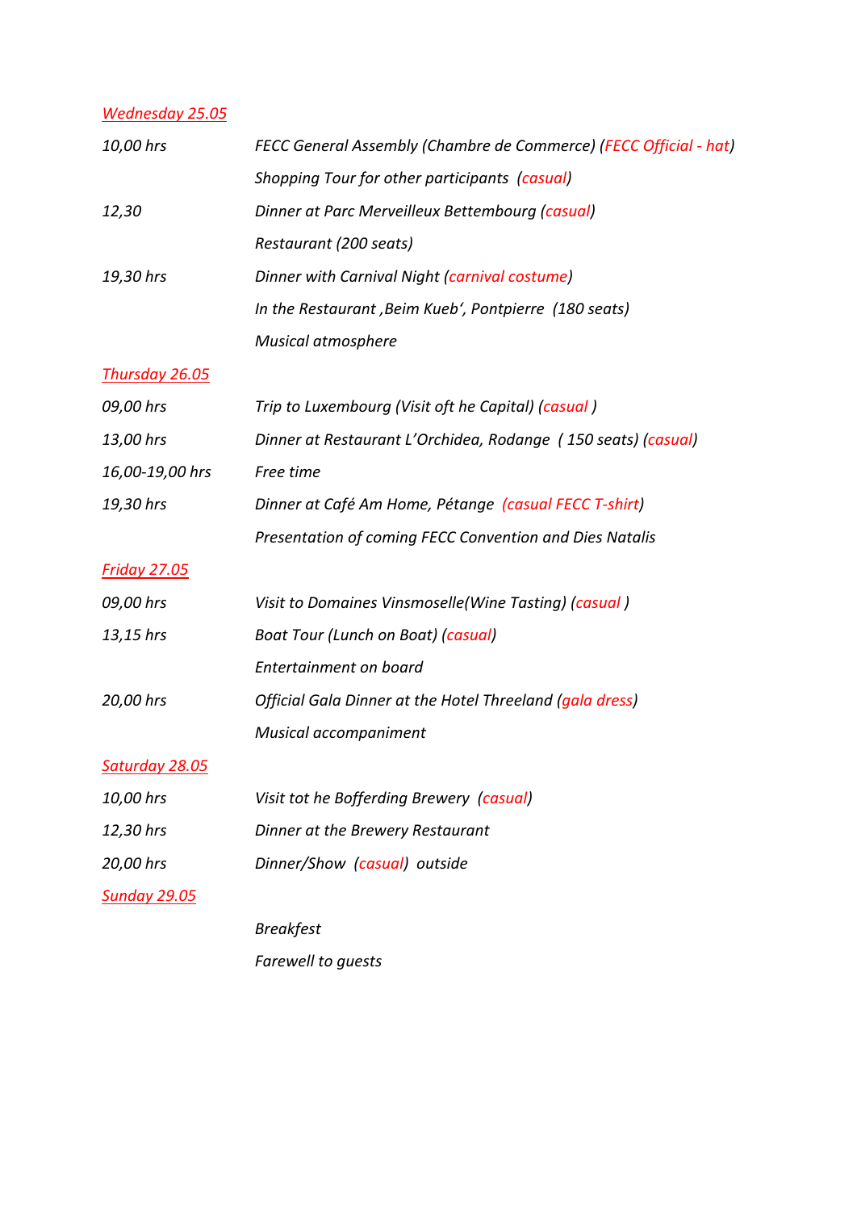*Wednesday 25.05*

| | |
|---|---|
| *10,00 hrs* | *FECC General Assembly (Chambre de Commerce) (FECC Official - hat)* |
| | *Shopping Tour for other participants (casual)* |
| *12,30* | *Dinner at Parc Merveilleux Bettembourg (casual)* |
| | *Restaurant (200 seats)* |
| *19,30 hrs* | *Dinner with Carnival Night (carnival costume)* |
| | *In the Restaurant ‚Beim Kueb', Pontpierre (180 seats)* |
| | *Musical atmosphere* |

*Thursday 26.05*

| | |
|---|---|
| *09,00 hrs* | *Trip to Luxembourg (Visit oft he Capital) (casual )* |
| *13,00 hrs* | *Dinner at Restaurant L'Orchidea, Rodange ( 150 seats) (casual)* |
| *16,00-19,00 hrs* | *Free time* |
| *19,30 hrs* | *Dinner at Café Am Home, Pétange (casual FECC T-shirt)* |
| | *Presentation of coming FECC Convention and Dies Natalis* |

*Friday 27.05*

| | |
|---|---|
| *09,00 hrs* | *Visit to Domaines Vinsmoselle(Wine Tasting) (casual )* |
| *13,15 hrs* | *Boat Tour (Lunch on Boat) (casual)* |
| | *Entertainment on board* |
| *20,00 hrs* | *Official Gala Dinner at the Hotel Threeland (gala dress)* |
| | *Musical accompaniment* |

*Saturday 28.05*

| | |
|---|---|
| *10,00 hrs* | *Visit tot he Bofferding Brewery (casual)* |
| *12,30 hrs* | *Dinner at the Brewery Restaurant* |
| *20,00 hrs* | *Dinner/Show (casual) outside* |

*Sunday 29.05*

| | |
|---|---|
| | *Breakfest* |
| | *Farewell to guests* |